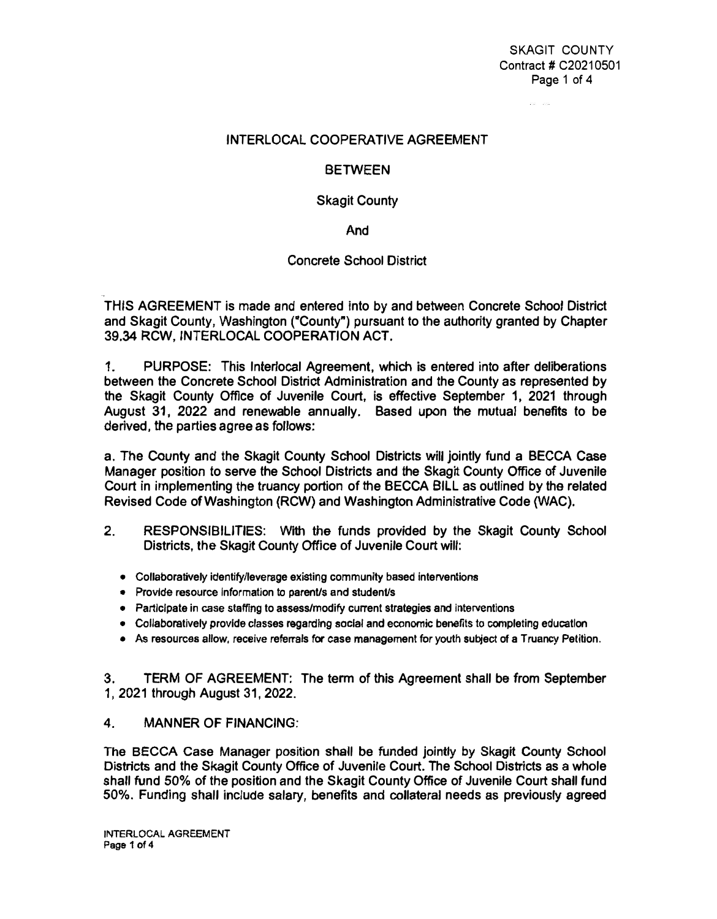# INTERLOCAL COOPERATIVE AGREEMENT

## BETWEEN

## Skagit County

## And

## Concrete School District

THIS AGREEMENT is made and entered into by and between Concrete School District and Skagit County, Washington ("County") pursuant to the authority granted by Chapter 39.34 RCW, INTERLOCAL COOPERATION ACT.

1. PURPOSE: This Interlocal Agreement, which is entered into after deliberations between the Concrete School District Administration and the County as represented by the Skagit County Office of Juvenile Court, is effective September 1, 2021 through August 31, 2022 and renewable annually. Based upon the mutual benefits to be derived, the parties agree as follows:

a. The County and the Skagit County School Districts will jointly fund a BECCA Case Manager position to serve the School Districts and the Skagit County Office of Juvenile Court in implementing the truancy portion of the BECCA BILL as outlined by the related Revised Code of Washington (RCW) and Washington Administrative Code (WAC).

2. RESPONSIBILITIES: With the funds provided by the Skagit County School Districts, the Skagit County Office of Juvenile Court will:

- Collaboratively identify/leverage existing community based interventions
- Provide resource information to parent/s and student/s
- Participate in case staffing to assess/modify current strategies and interventions
- Collaboratively provide classes regarding social and economic benefits to completing education
- As resources allow, receive referrals for case management for youth subject of a Truancy Petition.

3. TERM OF AGREEMENT: The term of this Agreement shall be from September 1, 2021 through August 31, 2022.

4. MANNER OF FINANCING:

The BECCA Case Manager position shall be funded jointly by Skagit County School Districts and the Skagit County Office of Juvenile Court. The School Districts as a whole shall fund 50% of the position and the Skagit County Office of Juvenile Court shall fund 50%. Funding shall include salary, benefits and collateral needs as previously agreed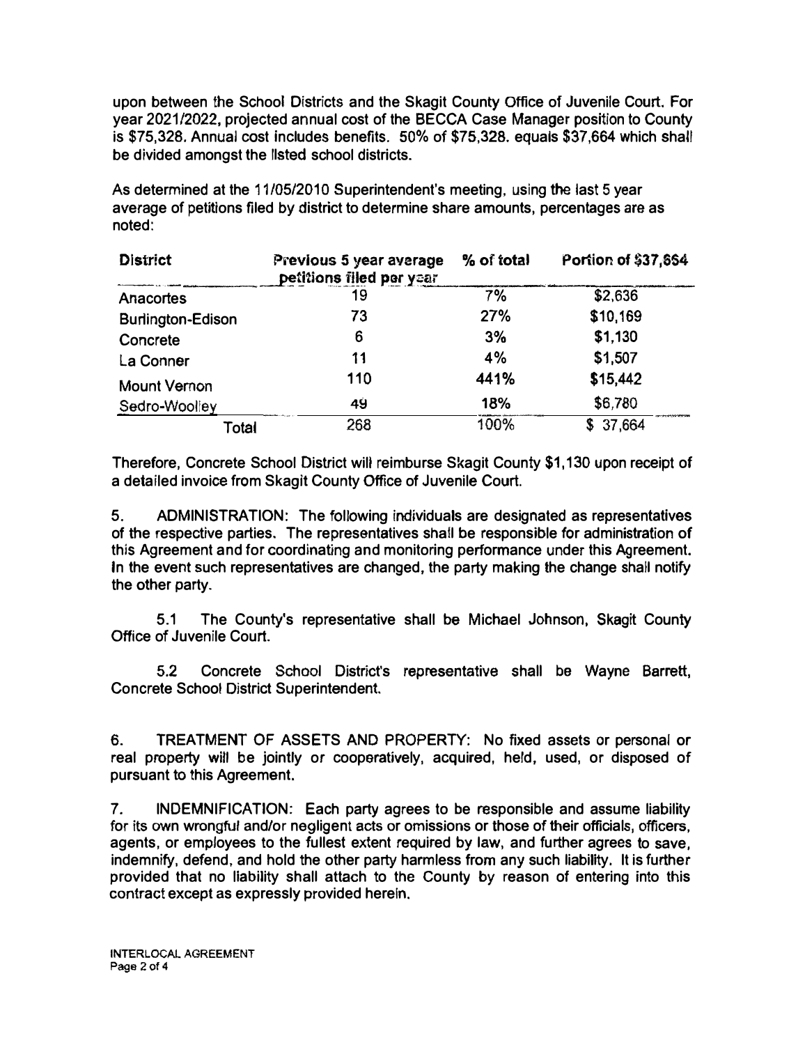upon between the School Districts and the Skagit County Office of Juvenile Court. For year 2021/2022, projected annual cost of the BECCA Case Manager position to County is $75,328. Annual cost includes benefits. 50% of $75,328. equals $37,664 which shall be divided amongst the listed school districts.

As determined at the 11/05/2010 Superintendent's meeting, using the last 5 year average of petitions filed by district to determine share amounts, percentages are as noted:

| District | Previous 5 year average petitions filed per year | % of total | Portion of $37,664 |
|---|---|---|---|
| Anacortes | 19 | 7% | $2,636 |
| Burlington-Edison | 73 | 27% | $10,169 |
| Concrete | 6 | 3% | $1,130 |
| La Conner | 11 | 4% | $1,507 |
| Mount Vernon | 110 | 441% | $15,442 |
| Sedro-Woolley | 49 | 18% | $6,780 |
| Total | 268 | 100% | $ 37,664 |

Therefore, Concrete School District will reimburse Skagit County $1,130 upon receipt of a detailed invoice from Skagit County Office of Juvenile Court.

5. ADMINISTRATION: The following individuals are designated as representatives of the respective parties. The representatives shall be responsible for administration of this Agreement and for coordinating and monitoring performance under this Agreement. In the event such representatives are changed, the party making the change shall notify the other party.

5.1 The County's representative shall be Michael Johnson, Skagit County Office of Juvenile Court.

5.2 Concrete School District's representative shall be Wayne Barrett, Concrete School District Superintendent.

6. TREATMENT OF ASSETS AND PROPERTY: No fixed assets or personal or real property will be jointly or cooperatively, acquired, held, used, or disposed of pursuant to this Agreement.

7. INDEMNIFICATION: Each party agrees to be responsible and assume liability for its own wrongful and/or negligent acts or omissions or those of their officials, officers, agents, or employees to the fullest extent required by law, and further agrees to save, indemnify, defend, and hold the other party harmless from any such liability. It is further provided that no liability shall attach to the County by reason of entering into this contract except as expressly provided herein.

INTERLOCAL AGREEMENT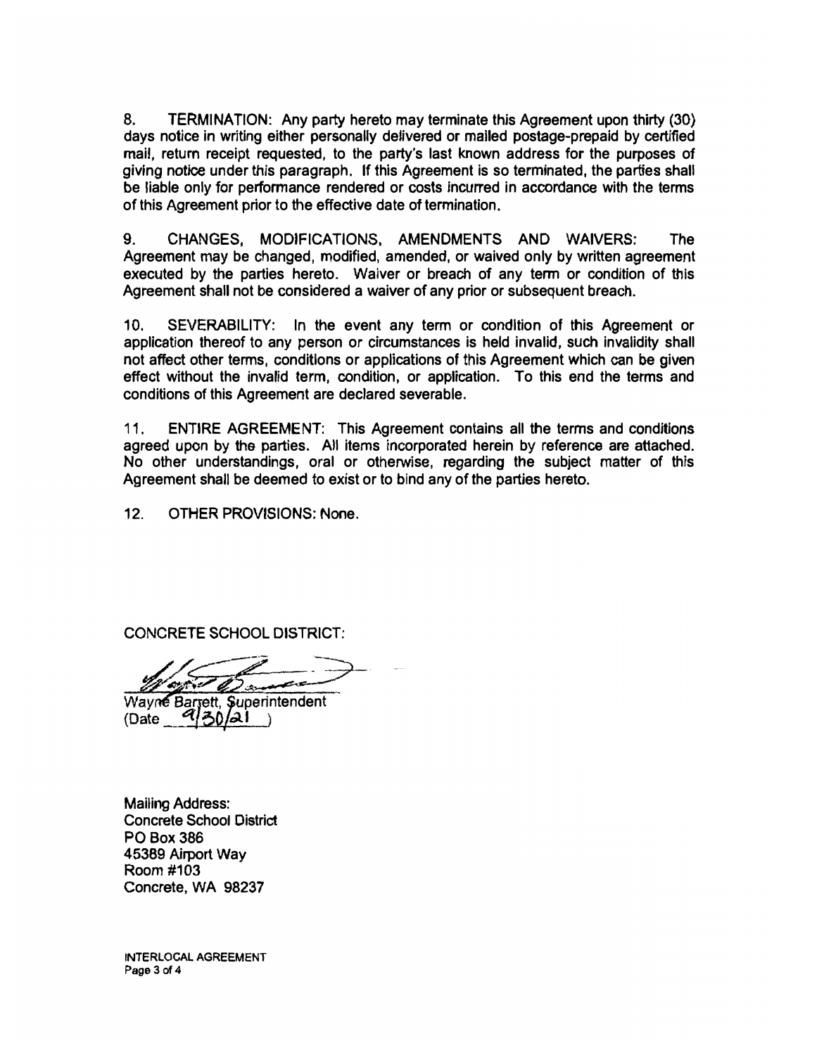8. TERMINATION: Any party hereto may terminate this Agreement upon thirty (30) days notice in writing either personally delivered or mailed postage-prepaid by certified mail, return receipt requested, to the party's last known address for the purposes of giving notice under this paragraph. If this Agreement is so terminated, the parties shall be liable only for performance rendered or costs incurred in accordance with the terms of this Agreement prior to the effective date of termination.

9. CHANGES, MODIFICATIONS, AMENDMENTS AND WAIVERS: The Agreement may be changed, modified, amended, or waived only by written agreement executed by the parties hereto. Waiver or breach of any term or condition of this Agreement shall not be considered a waiver of any prior or subsequent breach.

10. SEVERABILITY: In the event any term or condition of this Agreement or application thereof to any person or circumstances is held invalid, such invalidity shall not affect other terms, conditions or applications of this Agreement which can be given effect without the invalid term, condition, or application. To this end the terms and conditions of this Agreement are declared severable.

11. ENTIRE AGREEMENT: This Agreement contains all the terms and conditions agreed upon by the parties. All items incorporated herein by reference are attached. No other understandings, oral or otherwise, regarding the subject matter of this Agreement shall be deemed to exist or to bind any of the parties hereto.

12. OTHER PROVISIONS: None.

CONCRETE SCHOOL DISTRICT:

Wayne Barrett, Superintendent
(Date 9/30/21 )

Mailing Address:
Concrete School District
PO Box 386
45389 Airport Way
Room #103
Concrete, WA 98237

INTERLOCAL AGREEMENT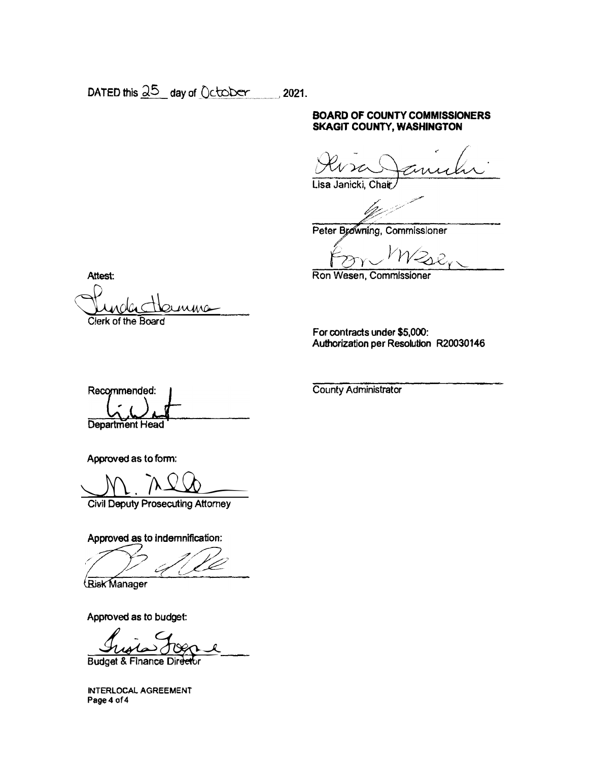DATED this 25 day of October, 2021.

**BOARD OF COUNTY COMMISSIONERS**
**SKAGIT COUNTY, WASHINGTON**

Lisa Janicki, Chair

Peter Browning, Commissioner

Ron Wesen, Commissioner

Attest:

Clerk of the Board

**For contracts under $5,000:**
**Authorization per Resolution R20030146**

County Administrator

Recommended:

Department Head

Approved as to form:

Civil Deputy Prosecuting Attorney

Approved as to indemnification:

Risk Manager

Approved as to budget:

Budget & Finance Director

INTERLOCAL AGREEMENT